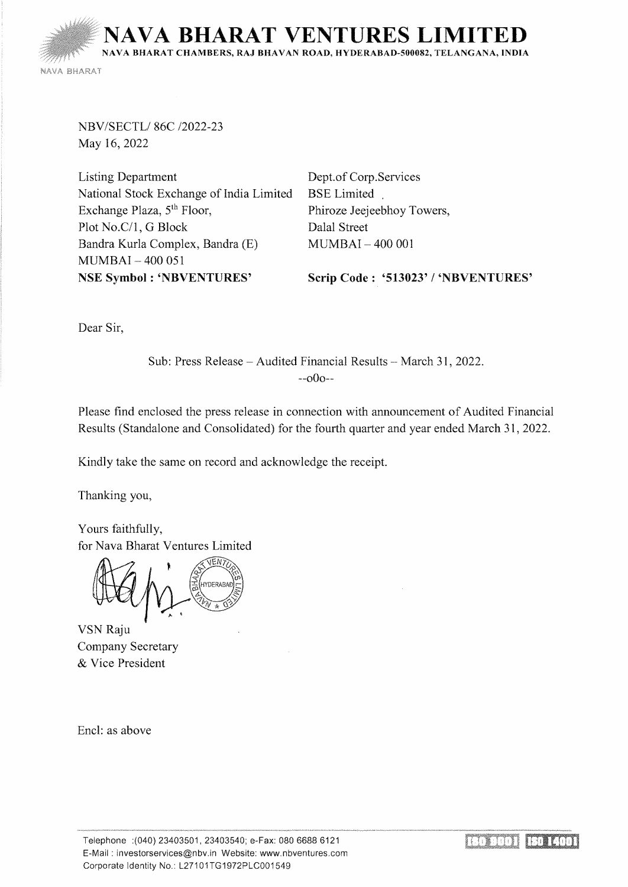# NAVA BHARAT VENTURES LIMITED

NAVA BHARAT CHAMBERS, RAJ BHAVAN ROAD, HYDERABAD-500082, TELANGANA, INDIA

NBV/SECTL/ 86C /2022-23
May 16, 2022

| | |
|---|---|
| Listing Department | Dept.of Corp.Services |
| National Stock Exchange of India Limited | BSE Limited |
| Exchange Plaza, 5th Floor, | Phiroze Jeejeebhoy Towers, |
| Plot No.C/1, G Block | Dalal Street |
| Bandra Kurla Complex, Bandra (E) | MUMBAI – 400 001 |
| MUMBAI – 400 051 | |
| **NSE Symbol : 'NBVENTURES'** | **Scrip Code : '513023' / 'NBVENTURES'** |

Dear Sir,

Sub: Press Release – Audited Financial Results – March 31, 2022.

--oOo--

Please find enclosed the press release in connection with announcement of Audited Financial Results (Standalone and Consolidated) for the fourth quarter and year ended March 31, 2022.

Kindly take the same on record and acknowledge the receipt.

Thanking you,

Yours faithfully,
for Nava Bharat Ventures Limited

VSN Raju
Company Secretary
& Vice President

Encl: as above

Telephone :(040) 23403501, 23403540; e-Fax: 080 6688 6121
E-Mail : investorservices@nbv.in Website: www.nbventures.com
Corporate Identity No.: L27101TG1972PLC001549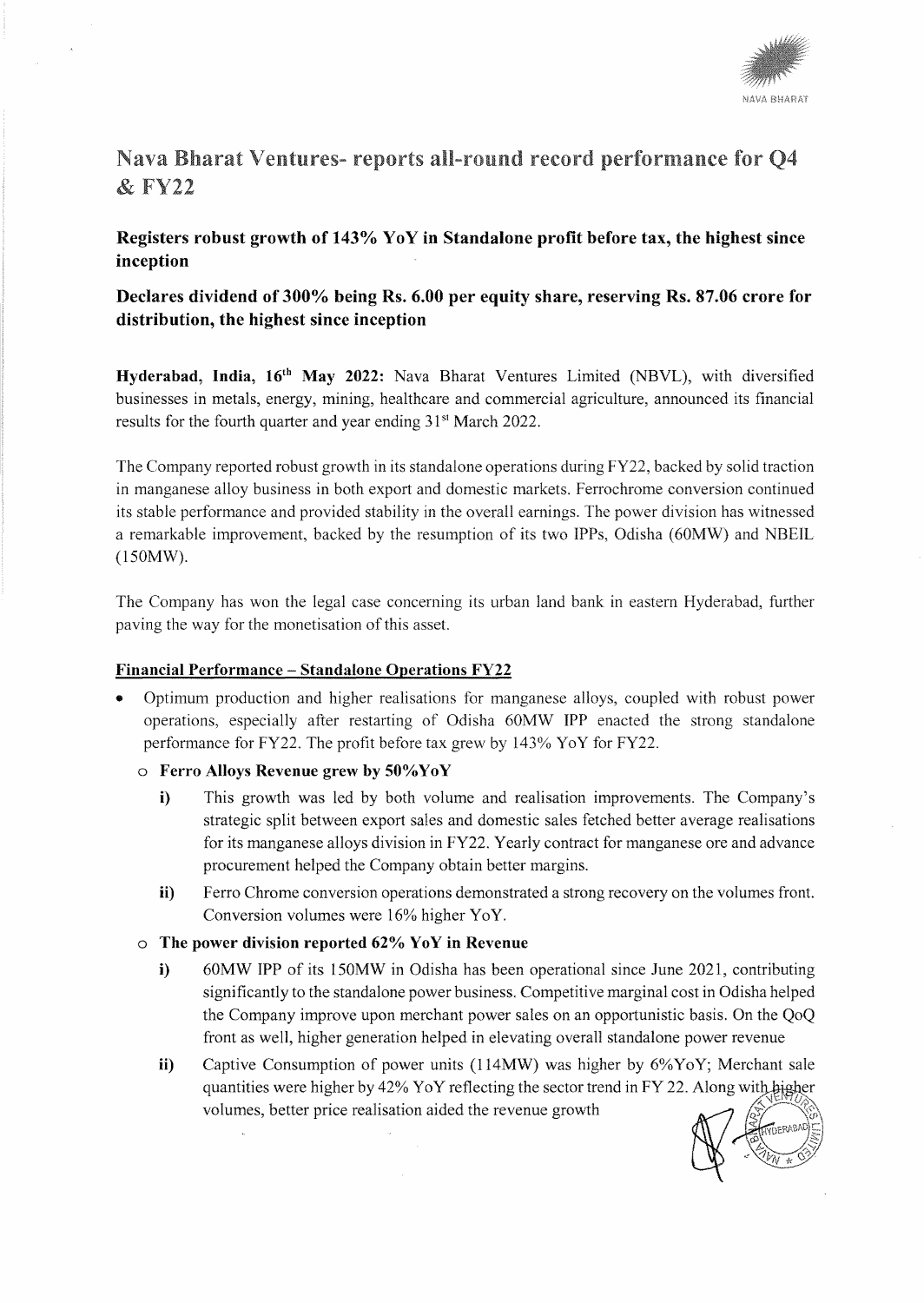# Nava Bharat Ventures- reports all-round record performance for Q4 & FY22

## Registers robust growth of 143% YoY in Standalone profit before tax, the highest since inception

## Declares dividend of 300% being Rs. 6.00 per equity share, reserving Rs. 87.06 crore for distribution, the highest since inception

**Hyderabad, India, 16th May 2022:** Nava Bharat Ventures Limited (NBVL), with diversified businesses in metals, energy, mining, healthcare and commercial agriculture, announced its financial results for the fourth quarter and year ending 31st March 2022.

The Company reported robust growth in its standalone operations during FY22, backed by solid traction in manganese alloy business in both export and domestic markets. Ferrochrome conversion continued its stable performance and provided stability in the overall earnings. The power division has witnessed a remarkable improvement, backed by the resumption of its two IPPs, Odisha (60MW) and NBEIL (150MW).

The Company has won the legal case concerning its urban land bank in eastern Hyderabad, further paving the way for the monetisation of this asset.

### Financial Performance – Standalone Operations FY22

- Optimum production and higher realisations for manganese alloys, coupled with robust power operations, especially after restarting of Odisha 60MW IPP enacted the strong standalone performance for FY22. The profit before tax grew by 143% YoY for FY22.
  - **Ferro Alloys Revenue grew by 50%YoY**
    - i) This growth was led by both volume and realisation improvements. The Company's strategic split between export sales and domestic sales fetched better average realisations for its manganese alloys division in FY22. Yearly contract for manganese ore and advance procurement helped the Company obtain better margins.
    - ii) Ferro Chrome conversion operations demonstrated a strong recovery on the volumes front. Conversion volumes were 16% higher YoY.
  - **The power division reported 62% YoY in Revenue**
    - i) 60MW IPP of its 150MW in Odisha has been operational since June 2021, contributing significantly to the standalone power business. Competitive marginal cost in Odisha helped the Company improve upon merchant power sales on an opportunistic basis. On the QoQ front as well, higher generation helped in elevating overall standalone power revenue
    - ii) Captive Consumption of power units (114MW) was higher by 6%YoY; Merchant sale quantities were higher by 42% YoY reflecting the sector trend in FY 22. Along with higher volumes, better price realisation aided the revenue growth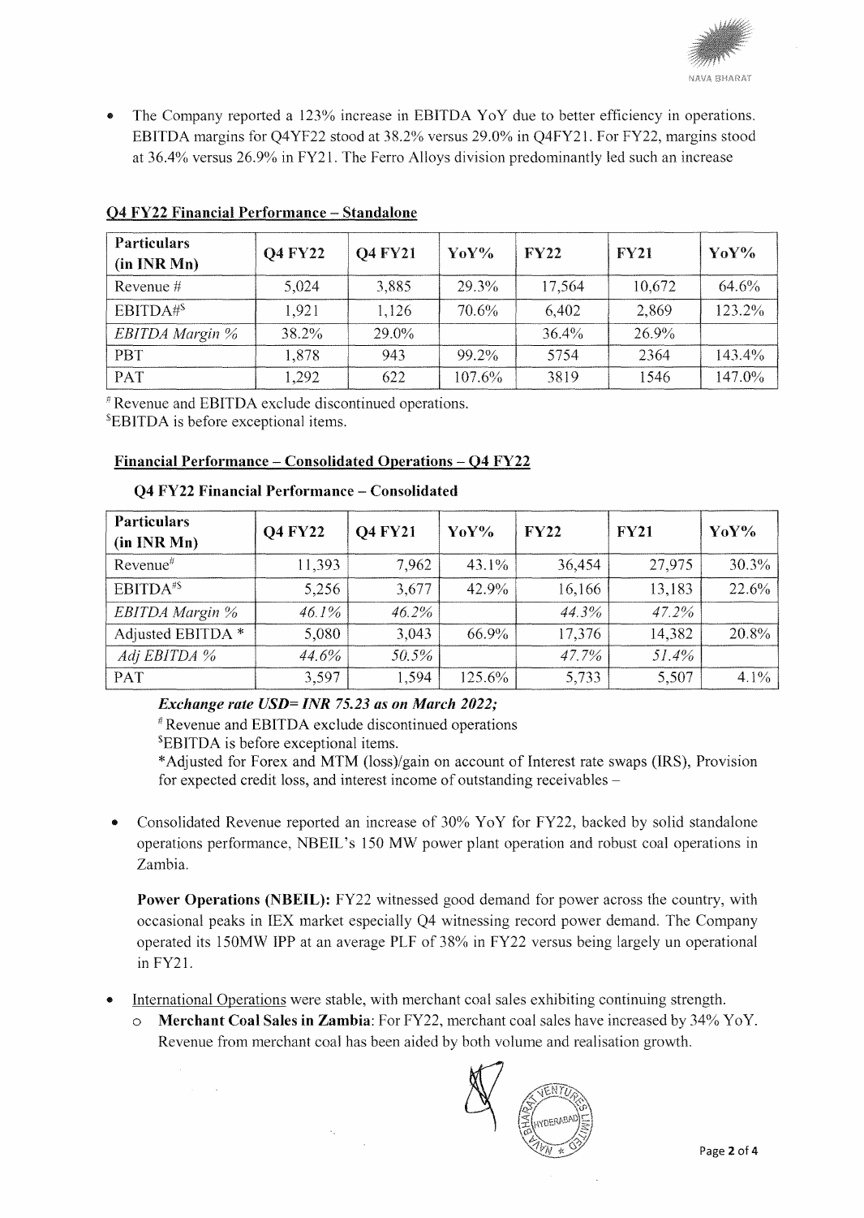- The Company reported a 123% increase in EBITDA YoY due to better efficiency in operations. EBITDA margins for Q4YF22 stood at 38.2% versus 29.0% in Q4FY21. For FY22, margins stood at 36.4% versus 26.9% in FY21. The Ferro Alloys division predominantly led such an increase

**Q4 FY22 Financial Performance – Standalone**

| Particulars (in INR Mn) | Q4 FY22 | Q4 FY21 | YoY% | FY22 | FY21 | YoY% |
|---|---|---|---|---|---|---|
| Revenue # | 5,024 | 3,885 | 29.3% | 17,564 | 10,672 | 64.6% |
| EBITDA#$ | 1,921 | 1,126 | 70.6% | 6,402 | 2,869 | 123.2% |
| *EBITDA Margin %* | 38.2% | 29.0% | | 36.4% | 26.9% | |
| PBT | 1,878 | 943 | 99.2% | 5754 | 2364 | 143.4% |
| PAT | 1,292 | 622 | 107.6% | 3819 | 1546 | 147.0% |

# Revenue and EBITDA exclude discontinued operations.
$EBITDA is before exceptional items.

**Financial Performance – Consolidated Operations – Q4 FY22**

**Q4 FY22 Financial Performance – Consolidated**

| Particulars (in INR Mn) | Q4 FY22 | Q4 FY21 | YoY% | FY22 | FY21 | YoY% |
|---|---|---|---|---|---|---|
| Revenue# | 11,393 | 7,962 | 43.1% | 36,454 | 27,975 | 30.3% |
| EBITDA#$ | 5,256 | 3,677 | 42.9% | 16,166 | 13,183 | 22.6% |
| *EBITDA Margin %* | *46.1%* | *46.2%* | | *44.3%* | *47.2%* | |
| Adjusted EBITDA * | 5,080 | 3,043 | 66.9% | 17,376 | 14,382 | 20.8% |
| *Adj EBITDA %* | *44.6%* | *50.5%* | | *47.7%* | *51.4%* | |
| PAT | 3,597 | 1,594 | 125.6% | 5,733 | 5,507 | 4.1% |

***Exchange rate USD= INR 75.23 as on March 2022;***

# Revenue and EBITDA exclude discontinued operations

$EBITDA is before exceptional items.

*Adjusted for Forex and MTM (loss)/gain on account of Interest rate swaps (IRS), Provision for expected credit loss, and interest income of outstanding receivables –

- Consolidated Revenue reported an increase of 30% YoY for FY22, backed by solid standalone operations performance, NBEIL's 150 MW power plant operation and robust coal operations in Zambia.

  **Power Operations (NBEIL):** FY22 witnessed good demand for power across the country, with occasional peaks in IEX market especially Q4 witnessing record power demand. The Company operated its 150MW IPP at an average PLF of 38% in FY22 versus being largely un operational in FY21.

- International Operations were stable, with merchant coal sales exhibiting continuing strength.
  - **Merchant Coal Sales in Zambia**: For FY22, merchant coal sales have increased by 34% YoY. Revenue from merchant coal has been aided by both volume and realisation growth.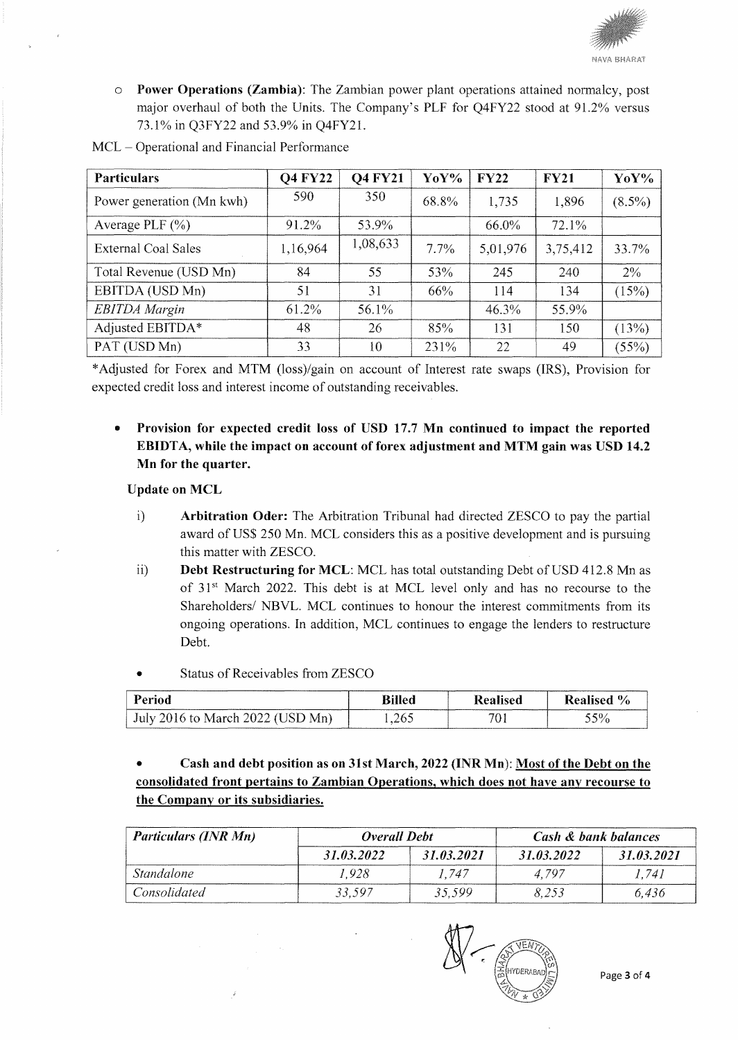- **Power Operations (Zambia)**: The Zambian power plant operations attained normalcy, post major overhaul of both the Units. The Company's PLF for Q4FY22 stood at 91.2% versus 73.1% in Q3FY22 and 53.9% in Q4FY21.

MCL – Operational and Financial Performance

| Particulars | Q4 FY22 | Q4 FY21 | YoY% | FY22 | FY21 | YoY% |
|---|---|---|---|---|---|---|
| Power generation (Mn kwh) | 590 | 350 | 68.8% | 1,735 | 1,896 | (8.5%) |
| Average PLF (%) | 91.2% | 53.9% | | 66.0% | 72.1% | |
| External Coal Sales | 1,16,964 | 1,08,633 | 7.7% | 5,01,976 | 3,75,412 | 33.7% |
| Total Revenue (USD Mn) | 84 | 55 | 53% | 245 | 240 | 2% |
| EBITDA (USD Mn) | 51 | 31 | 66% | 114 | 134 | (15%) |
| *EBITDA Margin* | 61.2% | 56.1% | | 46.3% | 55.9% | |
| Adjusted EBITDA* | 48 | 26 | 85% | 131 | 150 | (13%) |
| PAT (USD Mn) | 33 | 10 | 231% | 22 | 49 | (55%) |

*Adjusted for Forex and MTM (loss)/gain on account of Interest rate swaps (IRS), Provision for expected credit loss and interest income of outstanding receivables.

- **Provision for expected credit loss of USD 17.7 Mn continued to impact the reported EBIDTA, while the impact on account of forex adjustment and MTM gain was USD 14.2 Mn for the quarter.**

**Update on MCL**

i) **Arbitration Oder:** The Arbitration Tribunal had directed ZESCO to pay the partial award of US$ 250 Mn. MCL considers this as a positive development and is pursuing this matter with ZESCO.

ii) **Debt Restructuring for MCL**: MCL has total outstanding Debt of USD 412.8 Mn as of 31st March 2022. This debt is at MCL level only and has no recourse to the Shareholders/ NBVL. MCL continues to honour the interest commitments from its ongoing operations. In addition, MCL continues to engage the lenders to restructure Debt.

- Status of Receivables from ZESCO

| Period | Billed | Realised | Realised % |
|---|---|---|---|
| July 2016 to March 2022 (USD Mn) | 1,265 | 701 | 55% |

- **Cash and debt position as on 31st March, 2022 (INR Mn)**: **Most of the Debt on the consolidated front pertains to Zambian Operations, which does not have any recourse to the Company or its subsidiaries.**

| *Particulars (INR Mn)* | *Overall Debt* | | *Cash & bank balances* | |
|---|---|---|---|---|
| | *31.03.2022* | *31.03.2021* | *31.03.2022* | *31.03.2021* |
| *Standalone* | *1,928* | *1,747* | *4,797* | *1,741* |
| *Consolidated* | *33,597* | *35,599* | *8,253* | *6,436* |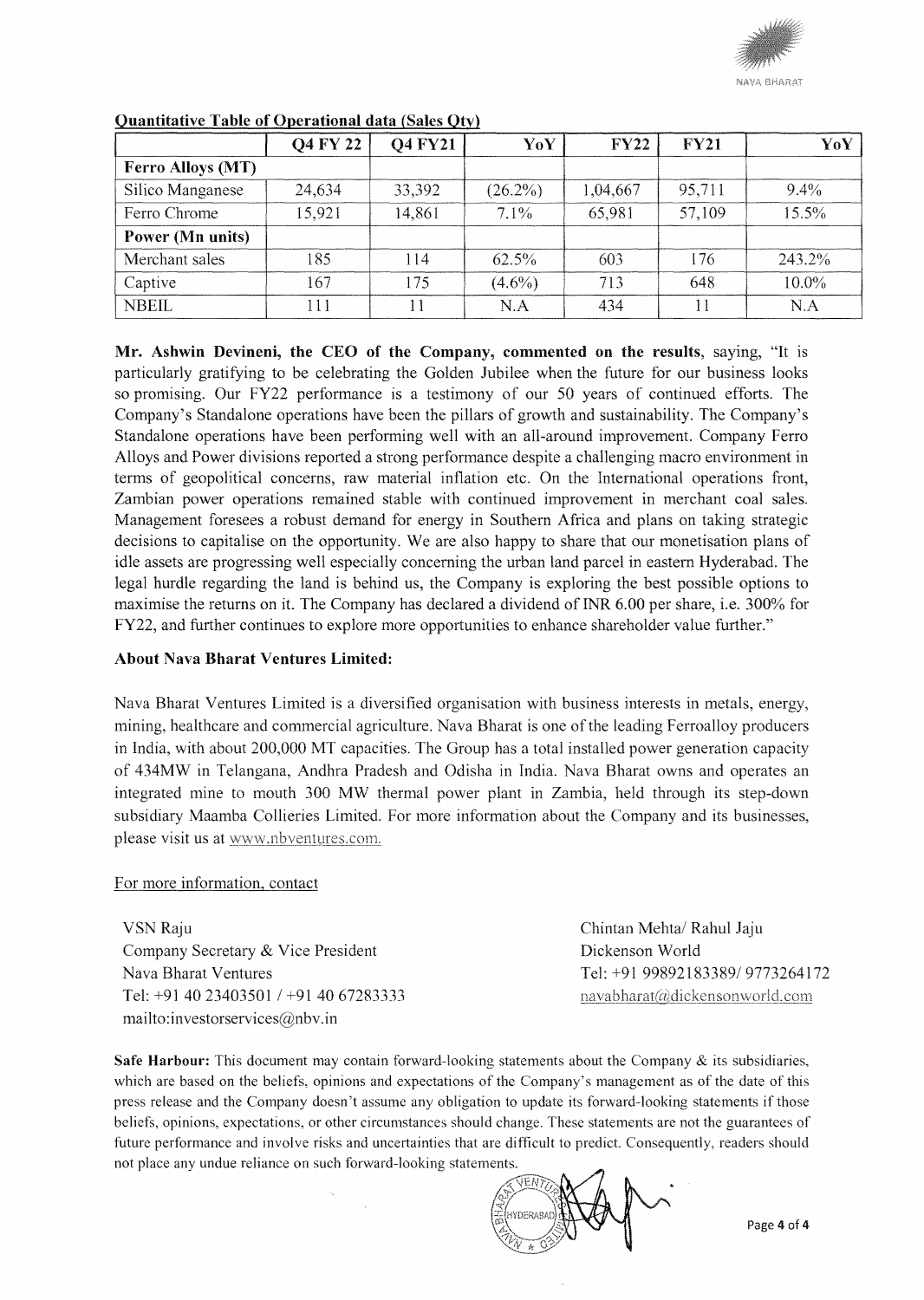**Quantitative Table of Operational data (Sales Qty)**

| | Q4 FY 22 | Q4 FY21 | YoY | FY22 | FY21 | YoY |
|---|---|---|---|---|---|---|
| **Ferro Alloys (MT)** | | | | | | |
| Silico Manganese | 24,634 | 33,392 | (26.2%) | 1,04,667 | 95,711 | 9.4% |
| Ferro Chrome | 15,921 | 14,861 | 7.1% | 65,981 | 57,109 | 15.5% |
| **Power (Mn units)** | | | | | | |
| Merchant sales | 185 | 114 | 62.5% | 603 | 176 | 243.2% |
| Captive | 167 | 175 | (4.6%) | 713 | 648 | 10.0% |
| NBEIL | 111 | 11 | N.A | 434 | 11 | N.A |

**Mr. Ashwin Devineni, the CEO of the Company, commented on the results**, saying, "It is particularly gratifying to be celebrating the Golden Jubilee when the future for our business looks so promising. Our FY22 performance is a testimony of our 50 years of continued efforts. The Company's Standalone operations have been the pillars of growth and sustainability. The Company's Standalone operations have been performing well with an all-around improvement. Company Ferro Alloys and Power divisions reported a strong performance despite a challenging macro environment in terms of geopolitical concerns, raw material inflation etc. On the International operations front, Zambian power operations remained stable with continued improvement in merchant coal sales. Management foresees a robust demand for energy in Southern Africa and plans on taking strategic decisions to capitalise on the opportunity. We are also happy to share that our monetisation plans of idle assets are progressing well especially concerning the urban land parcel in eastern Hyderabad. The legal hurdle regarding the land is behind us, the Company is exploring the best possible options to maximise the returns on it. The Company has declared a dividend of INR 6.00 per share, i.e. 300% for FY22, and further continues to explore more opportunities to enhance shareholder value further."

**About Nava Bharat Ventures Limited:**

Nava Bharat Ventures Limited is a diversified organisation with business interests in metals, energy, mining, healthcare and commercial agriculture. Nava Bharat is one of the leading Ferroalloy producers in India, with about 200,000 MT capacities. The Group has a total installed power generation capacity of 434MW in Telangana, Andhra Pradesh and Odisha in India. Nava Bharat owns and operates an integrated mine to mouth 300 MW thermal power plant in Zambia, held through its step-down subsidiary Maamba Collieries Limited. For more information about the Company and its businesses, please visit us at www.nbventures.com.

For more information, contact

VSN Raju
Company Secretary & Vice President
Nava Bharat Ventures
Tel: +91 40 23403501 / +91 40 67283333
mailto:investorservices@nbv.in

Chintan Mehta/ Rahul Jaju
Dickenson World
Tel: +91 99892183389/ 9773264172
navabharat@dickensonworld.com

**Safe Harbour:** This document may contain forward-looking statements about the Company & its subsidiaries, which are based on the beliefs, opinions and expectations of the Company's management as of the date of this press release and the Company doesn't assume any obligation to update its forward-looking statements if those beliefs, opinions, expectations, or other circumstances should change. These statements are not the guarantees of future performance and involve risks and uncertainties that are difficult to predict. Consequently, readers should not place any undue reliance on such forward-looking statements.